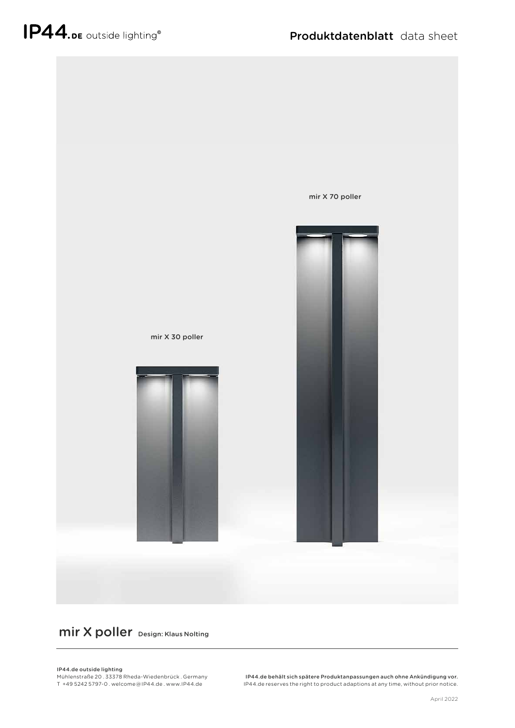IP44.DE outside lighting®

Produktdatenblatt data sheet

mir X 70 poller

mir X 30 poller

# mir X poller Design: Klaus Nolting

**IP44.de outside lighting**
Mühlenstraße 20 . 33378 Rheda-Wiedenbrück . Germany
T +49 5242 5797-0 . welcome@IP44.de . www.IP44.de

**IP44.de behält sich spätere Produktanpassungen auch ohne Ankündigung vor.**
IP44.de reserves the right to product adaptions at any time, without prior notice.

April 2022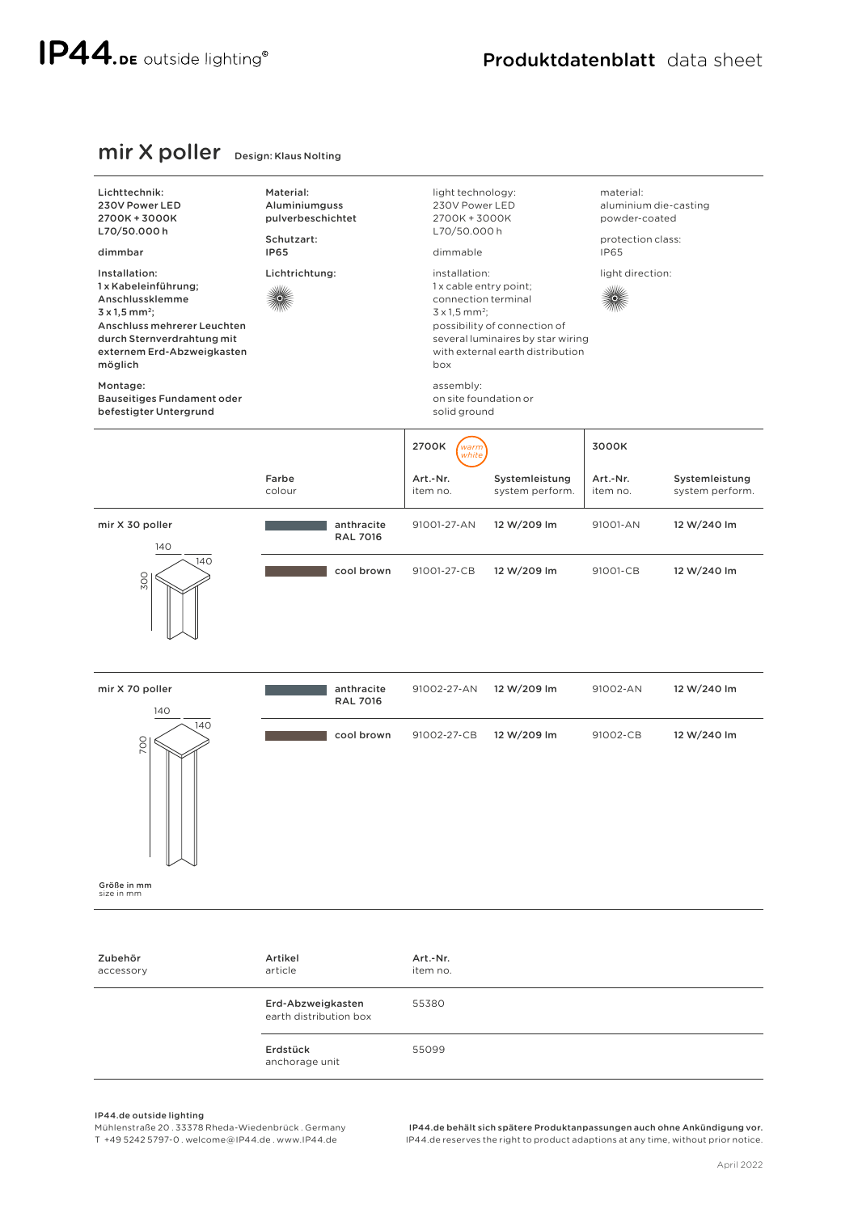# mir X poller

Design: Klaus Nolting

**Lichttechnik:**
**230V Power LED**
**2700K + 3000K**
**L70/50.000 h**

**dimmbar**

**Material:**
**Aluminiumguss**
**pulverbeschichtet**

**Schutzart:**
**IP65**

**Installation:**
**1 x Kabeleinführung;**
**Anschlussklemme**
**3 x 1,5 mm²;**
**Anschluss mehrerer Leuchten durch Sternverdrahtung mit externem Erd-Abzweigkasten möglich**

**Lichtrichtung:**

**Montage:**
**Bauseitiges Fundament oder befestigter Untergrund**

light technology:
230V Power LED
2700K + 3000K
L70/50.000 h

dimmable

material:
aluminium die-casting
powder-coated

protection class:
IP65

installation:
1 x cable entry point;
connection terminal
3 x 1,5 mm²;
possibility of connection of several luminaires by star wiring with external earth distribution box

light direction:

assembly:
on site foundation or solid ground

| | Farbe / colour | 2700K (warm white) Art.-Nr. / item no. | Systemleistung / system perform. | 3000K Art.-Nr. / item no. | Systemleistung / system perform. |
|---|---|---|---|---|---|
| mir X 30 poller (140 x 140 x 300) | anthracite RAL 7016 | 91001-27-AN | 12 W/209 lm | 91001-AN | 12 W/240 lm |
| | cool brown | 91001-27-CB | 12 W/209 lm | 91001-CB | 12 W/240 lm |
| mir X 70 poller (140 x 140 x 700) | anthracite RAL 7016 | 91002-27-AN | 12 W/209 lm | 91002-AN | 12 W/240 lm |
| | cool brown | 91002-27-CB | 12 W/209 lm | 91002-CB | 12 W/240 lm |

Größe in mm
size in mm

| Zubehör / accessory | Artikel / article | Art.-Nr. / item no. |
|---|---|---|
| | Erd-Abzweigkasten / earth distribution box | 55380 |
| | Erdstück / anchorage unit | 55099 |

**IP44.de outside lighting**
Mühlenstraße 20 . 33378 Rheda-Wiedenbrück . Germany
T +49 5242 5797-0 . welcome@IP44.de . www.IP44.de

**IP44.de behält sich spätere Produktanpassungen auch ohne Ankündigung vor.**
IP44.de reserves the right to product adaptions at any time, without prior notice.

April 2022